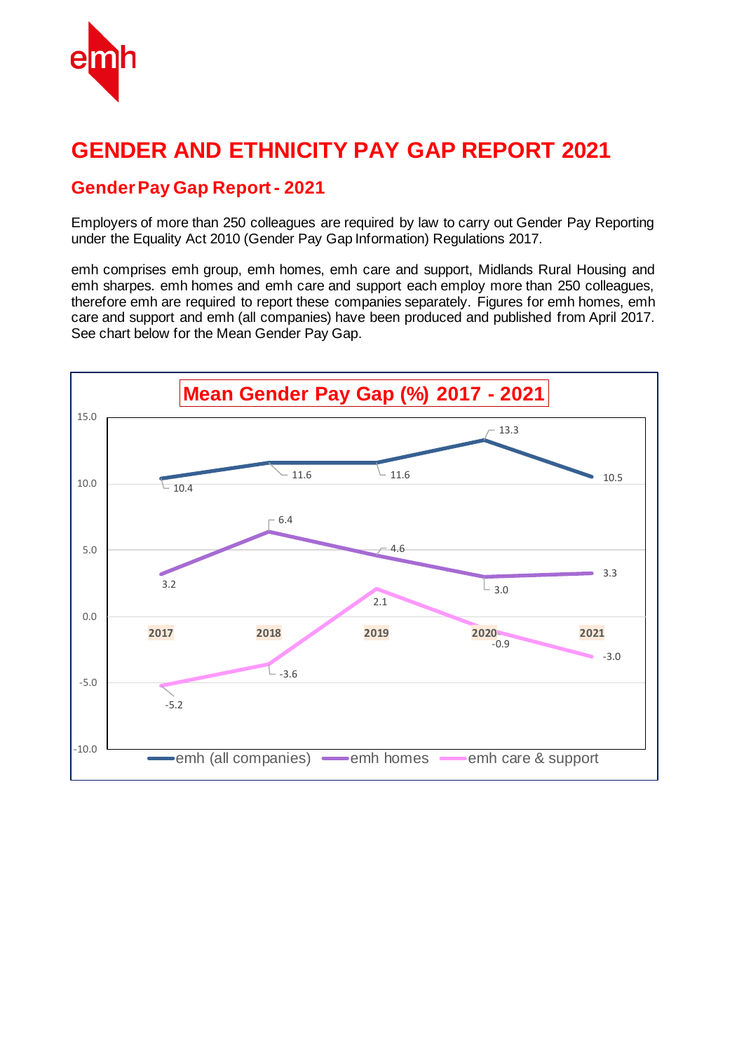# GENDER AND ETHNICITY PAY GAP REPORT 2021

## Gender Pay Gap Report - 2021

Employers of more than 250 colleagues are required by law to carry out Gender Pay Reporting under the Equality Act 2010 (Gender Pay Gap Information) Regulations 2017.

emh comprises emh group, emh homes, emh care and support, Midlands Rural Housing and emh sharpes. emh homes and emh care and support each employ more than 250 colleagues, therefore emh are required to report these companies separately. Figures for emh homes, emh care and support and emh (all companies) have been produced and published from April 2017. See chart below for the Mean Gender Pay Gap.

**Mean Gender Pay Gap (%) 2017 - 2021**

| | 2017 | 2018 | 2019 | 2020 | 2021 |
|---|---|---|---|---|---|
| emh (all companies) | 10.4 | 11.6 | 11.6 | 13.3 | 10.5 |
| emh homes | 3.2 | 6.4 | 4.6 | 3.0 | 3.3 |
| emh care & support | -5.2 | -3.6 | 2.1 | -0.9 | -3.0 |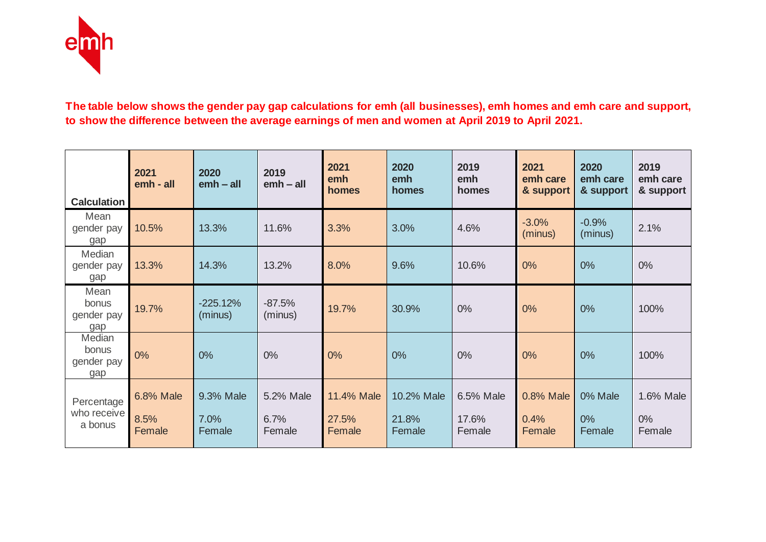**The table below shows the gender pay gap calculations for emh (all businesses), emh homes and emh care and support, to show the difference between the average earnings of men and women at April 2019 to April 2021.**

| Calculation | 2021 emh - all | 2020 emh – all | 2019 emh – all | 2021 emh homes | 2020 emh homes | 2019 emh homes | 2021 emh care & support | 2020 emh care & support | 2019 emh care & support |
|---|---|---|---|---|---|---|---|---|---|
| Mean gender pay gap | 10.5% | 13.3% | 11.6% | 3.3% | 3.0% | 4.6% | -3.0% (minus) | -0.9% (minus) | 2.1% |
| Median gender pay gap | 13.3% | 14.3% | 13.2% | 8.0% | 9.6% | 10.6% | 0% | 0% | 0% |
| Mean bonus gender pay gap | 19.7% | -225.12% (minus) | -87.5% (minus) | 19.7% | 30.9% | 0% | 0% | 0% | 100% |
| Median bonus gender pay gap | 0% | 0% | 0% | 0% | 0% | 0% | 0% | 0% | 100% |
| Percentage who receive a bonus | 6.8% Male<br>8.5% Female | 9.3% Male<br>7.0% Female | 5.2% Male<br>6.7% Female | 11.4% Male<br>27.5% Female | 10.2% Male<br>21.8% Female | 6.5% Male<br>17.6% Female | 0.8% Male<br>0.4% Female | 0% Male<br>0% Female | 1.6% Male<br>0% Female |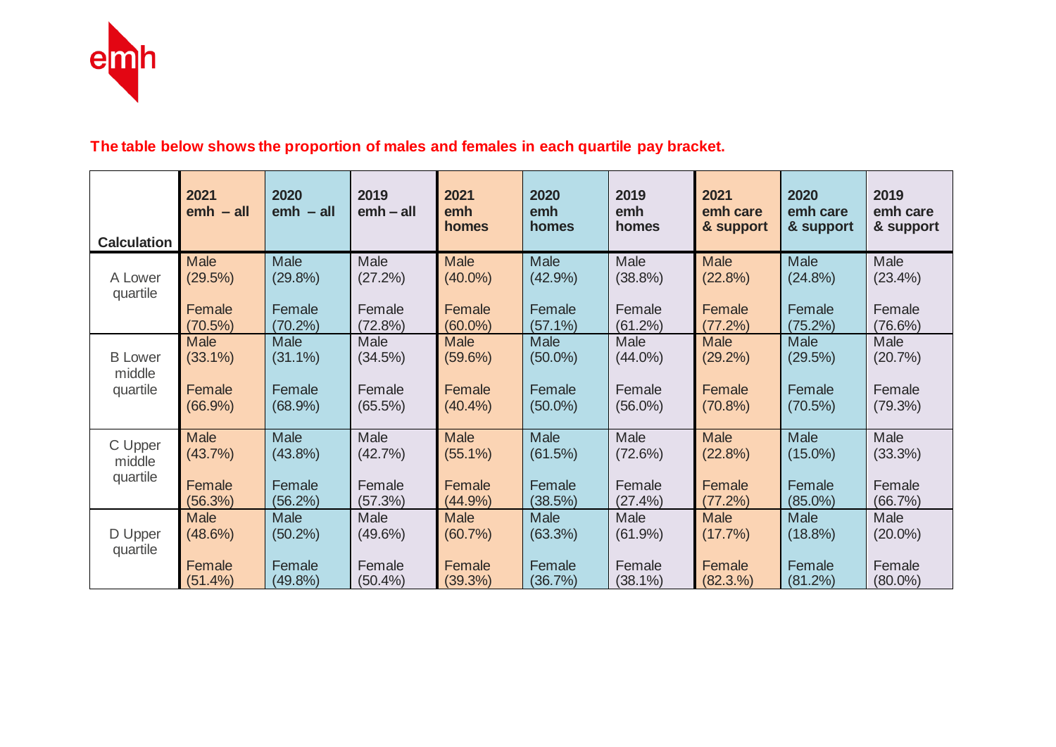**The table below shows the proportion of males and females in each quartile pay bracket.**

| Calculation | 2021 emh – all | 2020 emh – all | 2019 emh – all | 2021 emh homes | 2020 emh homes | 2019 emh homes | 2021 emh care & support | 2020 emh care & support | 2019 emh care & support |
|---|---|---|---|---|---|---|---|---|---|
| A Lower quartile | Male (29.5%) Female (70.5%) | Male (29.8%) Female (70.2%) | Male (27.2%) Female (72.8%) | Male (40.0%) Female (60.0%) | Male (42.9%) Female (57.1%) | Male (38.8%) Female (61.2%) | Male (22.8%) Female (77.2%) | Male (24.8%) Female (75.2%) | Male (23.4%) Female (76.6%) |
| B Lower middle quartile | Male (33.1%) Female (66.9%) | Male (31.1%) Female (68.9%) | Male (34.5%) Female (65.5%) | Male (59.6%) Female (40.4%) | Male (50.0%) Female (50.0%) | Male (44.0%) Female (56.0%) | Male (29.2%) Female (70.8%) | Male (29.5%) Female (70.5%) | Male (20.7%) Female (79.3%) |
| C Upper middle quartile | Male (43.7%) Female (56.3%) | Male (43.8%) Female (56.2%) | Male (42.7%) Female (57.3%) | Male (55.1%) Female (44.9%) | Male (61.5%) Female (38.5%) | Male (72.6%) Female (27.4%) | Male (22.8%) Female (77.2%) | Male (15.0%) Female (85.0%) | Male (33.3%) Female (66.7%) |
| D Upper quartile | Male (48.6%) Female (51.4%) | Male (50.2%) Female (49.8%) | Male (49.6%) Female (50.4%) | Male (60.7%) Female (39.3%) | Male (63.3%) Female (36.7%) | Male (61.9%) Female (38.1%) | Male (17.7%) Female (82.3.%) | Male (18.8%) Female (81.2%) | Male (20.0%) Female (80.0%) |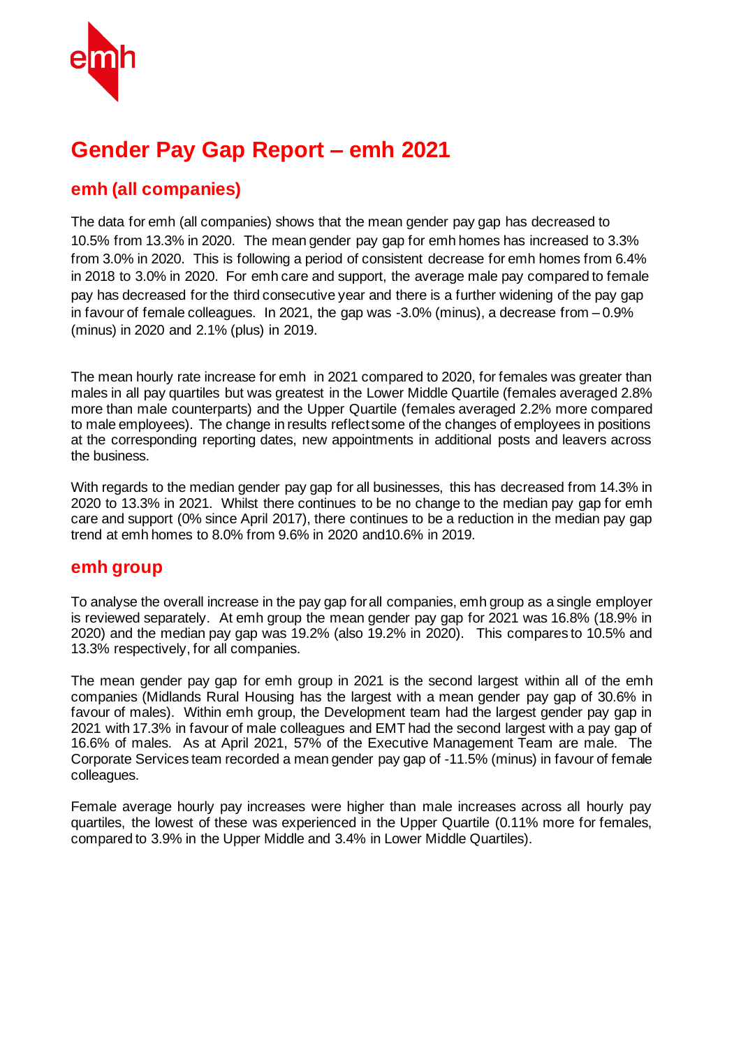# Gender Pay Gap Report – emh 2021

## emh (all companies)

The data for emh (all companies) shows that the mean gender pay gap has decreased to 10.5% from 13.3% in 2020. The mean gender pay gap for emh homes has increased to 3.3% from 3.0% in 2020. This is following a period of consistent decrease for emh homes from 6.4% in 2018 to 3.0% in 2020. For emh care and support, the average male pay compared to female pay has decreased for the third consecutive year and there is a further widening of the pay gap in favour of female colleagues. In 2021, the gap was -3.0% (minus), a decrease from – 0.9% (minus) in 2020 and 2.1% (plus) in 2019.

The mean hourly rate increase for emh in 2021 compared to 2020, for females was greater than males in all pay quartiles but was greatest in the Lower Middle Quartile (females averaged 2.8% more than male counterparts) and the Upper Quartile (females averaged 2.2% more compared to male employees). The change in results reflect some of the changes of employees in positions at the corresponding reporting dates, new appointments in additional posts and leavers across the business.

With regards to the median gender pay gap for all businesses, this has decreased from 14.3% in 2020 to 13.3% in 2021. Whilst there continues to be no change to the median pay gap for emh care and support (0% since April 2017), there continues to be a reduction in the median pay gap trend at emh homes to 8.0% from 9.6% in 2020 and10.6% in 2019.

## emh group

To analyse the overall increase in the pay gap for all companies, emh group as a single employer is reviewed separately. At emh group the mean gender pay gap for 2021 was 16.8% (18.9% in 2020) and the median pay gap was 19.2% (also 19.2% in 2020). This compares to 10.5% and 13.3% respectively, for all companies.

The mean gender pay gap for emh group in 2021 is the second largest within all of the emh companies (Midlands Rural Housing has the largest with a mean gender pay gap of 30.6% in favour of males). Within emh group, the Development team had the largest gender pay gap in 2021 with 17.3% in favour of male colleagues and EMT had the second largest with a pay gap of 16.6% of males. As at April 2021, 57% of the Executive Management Team are male. The Corporate Services team recorded a mean gender pay gap of -11.5% (minus) in favour of female colleagues.

Female average hourly pay increases were higher than male increases across all hourly pay quartiles, the lowest of these was experienced in the Upper Quartile (0.11% more for females, compared to 3.9% in the Upper Middle and 3.4% in Lower Middle Quartiles).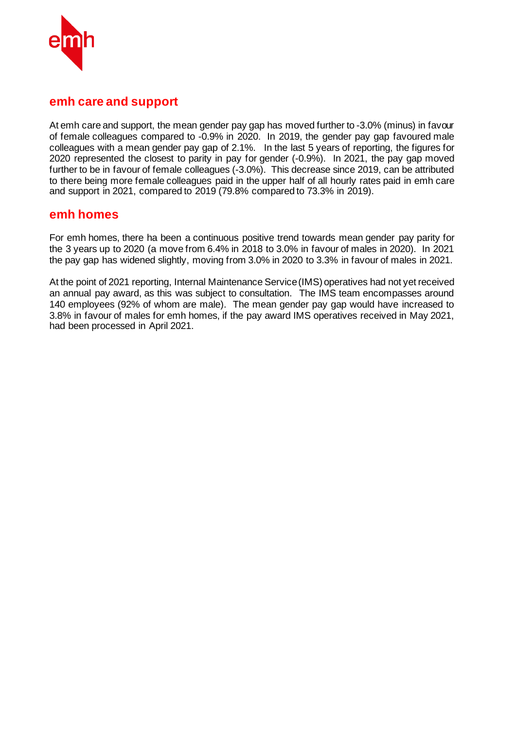## emh care and support

At emh care and support, the mean gender pay gap has moved further to -3.0% (minus) in favour of female colleagues compared to -0.9% in 2020. In 2019, the gender pay gap favoured male colleagues with a mean gender pay gap of 2.1%. In the last 5 years of reporting, the figures for 2020 represented the closest to parity in pay for gender (-0.9%). In 2021, the pay gap moved further to be in favour of female colleagues (-3.0%). This decrease since 2019, can be attributed to there being more female colleagues paid in the upper half of all hourly rates paid in emh care and support in 2021, compared to 2019 (79.8% compared to 73.3% in 2019).

## emh homes

For emh homes, there ha been a continuous positive trend towards mean gender pay parity for the 3 years up to 2020 (a move from 6.4% in 2018 to 3.0% in favour of males in 2020). In 2021 the pay gap has widened slightly, moving from 3.0% in 2020 to 3.3% in favour of males in 2021.

At the point of 2021 reporting, Internal Maintenance Service (IMS) operatives had not yet received an annual pay award, as this was subject to consultation. The IMS team encompasses around 140 employees (92% of whom are male). The mean gender pay gap would have increased to 3.8% in favour of males for emh homes, if the pay award IMS operatives received in May 2021, had been processed in April 2021.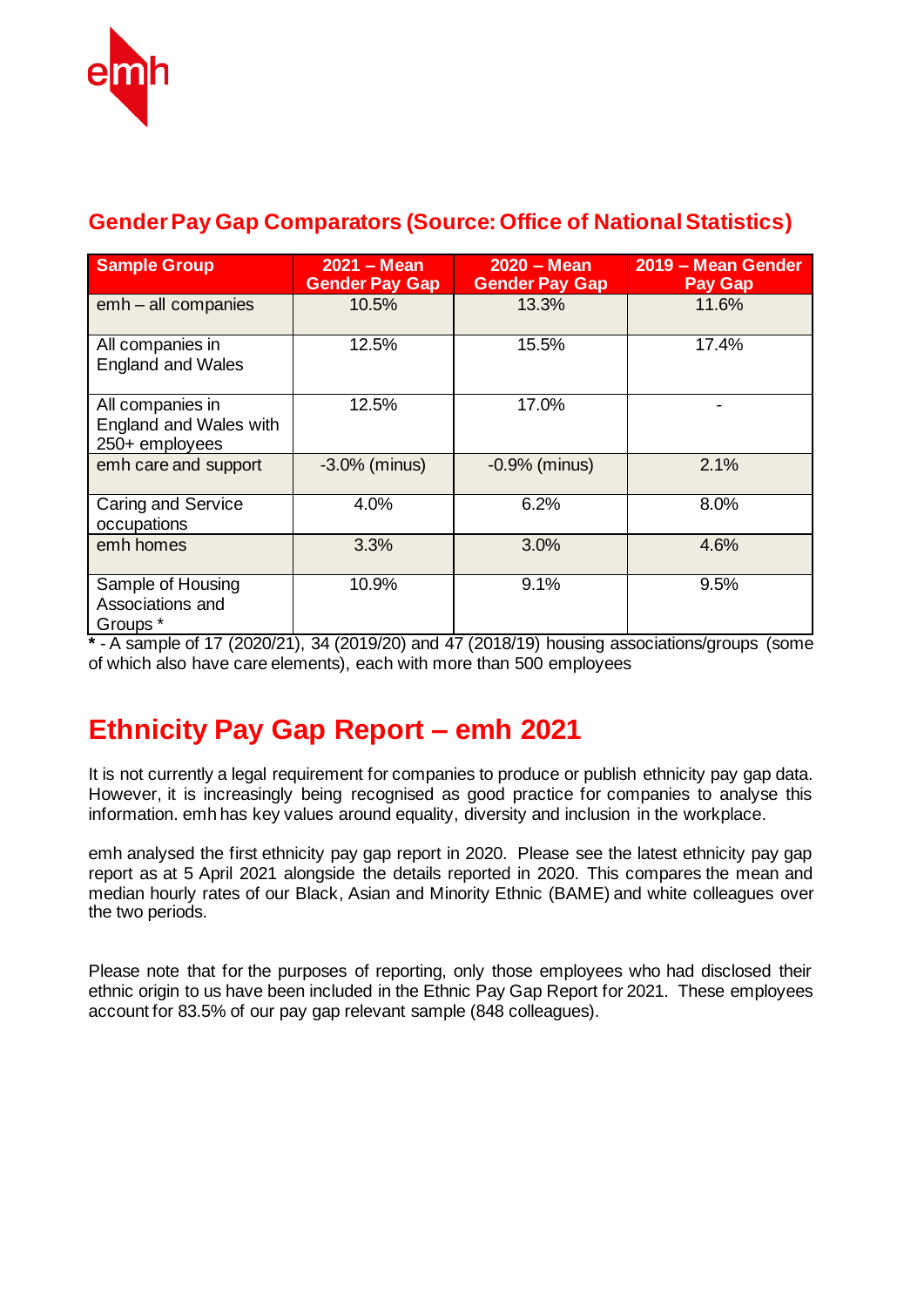## Gender Pay Gap Comparators (Source: Office of National Statistics)

| Sample Group | 2021 – Mean Gender Pay Gap | 2020 – Mean Gender Pay Gap | 2019 – Mean Gender Pay Gap |
|---|---|---|---|
| emh – all companies | 10.5% | 13.3% | 11.6% |
| All companies in England and Wales | 12.5% | 15.5% | 17.4% |
| All companies in England and Wales with 250+ employees | 12.5% | 17.0% | - |
| emh care and support | -3.0% (minus) | -0.9% (minus) | 2.1% |
| Caring and Service occupations | 4.0% | 6.2% | 8.0% |
| emh homes | 3.3% | 3.0% | 4.6% |
| Sample of Housing Associations and Groups * | 10.9% | 9.1% | 9.5% |

**\*** - A sample of 17 (2020/21), 34 (2019/20) and 47 (2018/19) housing associations/groups (some of which also have care elements), each with more than 500 employees

# Ethnicity Pay Gap Report – emh 2021

It is not currently a legal requirement for companies to produce or publish ethnicity pay gap data. However, it is increasingly being recognised as good practice for companies to analyse this information. emh has key values around equality, diversity and inclusion in the workplace.

emh analysed the first ethnicity pay gap report in 2020. Please see the latest ethnicity pay gap report as at 5 April 2021 alongside the details reported in 2020. This compares the mean and median hourly rates of our Black, Asian and Minority Ethnic (BAME) and white colleagues over the two periods.

Please note that for the purposes of reporting, only those employees who had disclosed their ethnic origin to us have been included in the Ethnic Pay Gap Report for 2021. These employees account for 83.5% of our pay gap relevant sample (848 colleagues).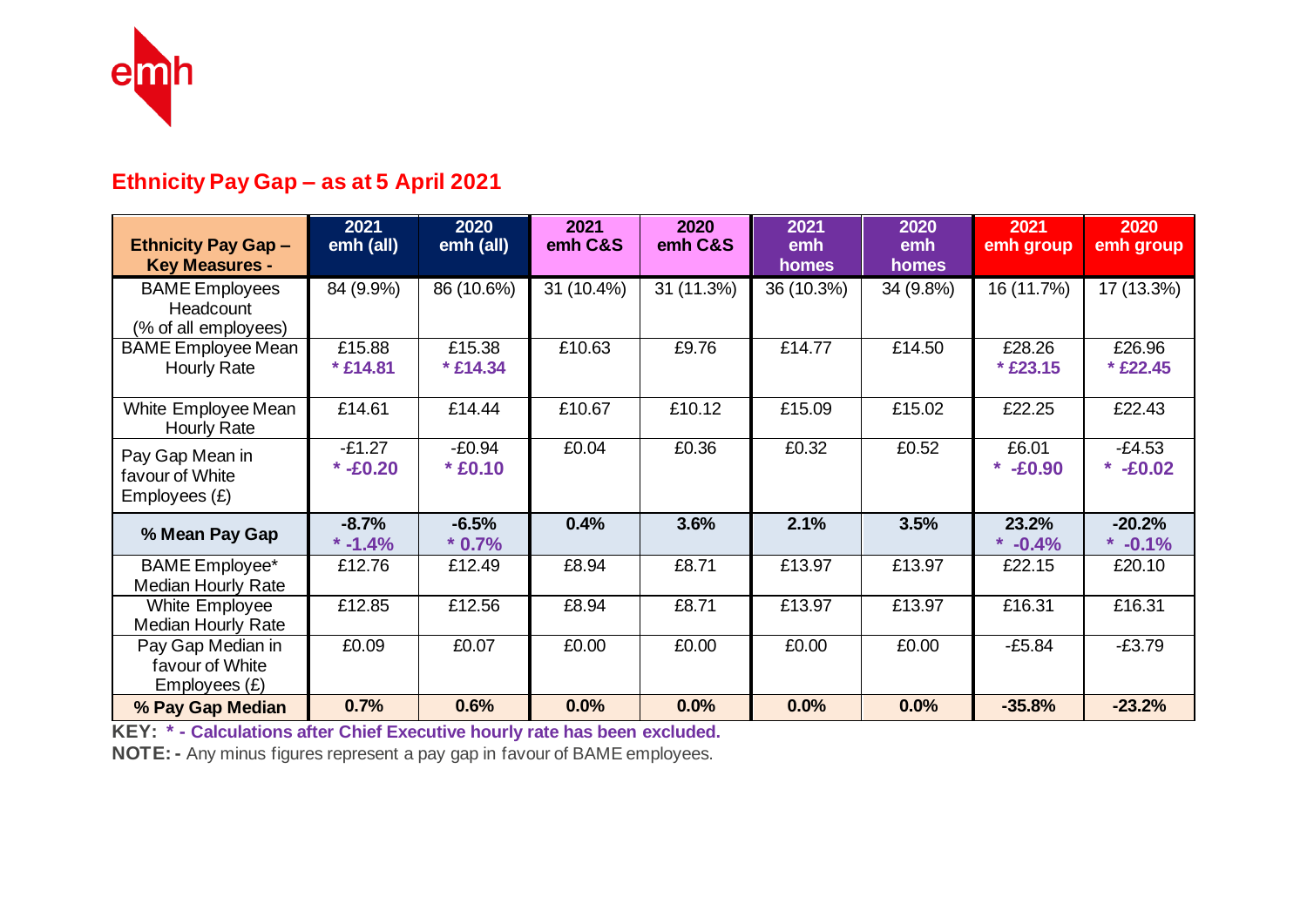## Ethnicity Pay Gap – as at 5 April 2021

| Ethnicity Pay Gap – Key Measures - | 2021 emh (all) | 2020 emh (all) | 2021 emh C&S | 2020 emh C&S | 2021 emh homes | 2020 emh homes | 2021 emh group | 2020 emh group |
|---|---|---|---|---|---|---|---|---|
| BAME Employees Headcount (% of all employees) | 84 (9.9%) | 86 (10.6%) | 31 (10.4%) | 31 (11.3%) | 36 (10.3%) | 34 (9.8%) | 16 (11.7%) | 17 (13.3%) |
| BAME Employee Mean Hourly Rate | £15.88 * £14.81 | £15.38 * £14.34 | £10.63 | £9.76 | £14.77 | £14.50 | £28.26 * £23.15 | £26.96 * £22.45 |
| White Employee Mean Hourly Rate | £14.61 | £14.44 | £10.67 | £10.12 | £15.09 | £15.02 | £22.25 | £22.43 |
| Pay Gap Mean in favour of White Employees (£) | -£1.27 * -£0.20 | -£0.94 * £0.10 | £0.04 | £0.36 | £0.32 | £0.52 | £6.01 * -£0.90 | -£4.53 * -£0.02 |
| **% Mean Pay Gap** | **-8.7% * -1.4%** | **-6.5% * 0.7%** | **0.4%** | **3.6%** | **2.1%** | **3.5%** | **23.2% * -0.4%** | **-20.2% * -0.1%** |
| BAME Employee* Median Hourly Rate | £12.76 | £12.49 | £8.94 | £8.71 | £13.97 | £13.97 | £22.15 | £20.10 |
| White Employee Median Hourly Rate | £12.85 | £12.56 | £8.94 | £8.71 | £13.97 | £13.97 | £16.31 | £16.31 |
| Pay Gap Median in favour of White Employees (£) | £0.09 | £0.07 | £0.00 | £0.00 | £0.00 | £0.00 | -£5.84 | -£3.79 |
| **% Pay Gap Median** | **0.7%** | **0.6%** | **0.0%** | **0.0%** | **0.0%** | **0.0%** | **-35.8%** | **-23.2%** |

**KEY:** **\* - Calculations after Chief Executive hourly rate has been excluded.**

**NOTE: -** Any minus figures represent a pay gap in favour of BAME employees.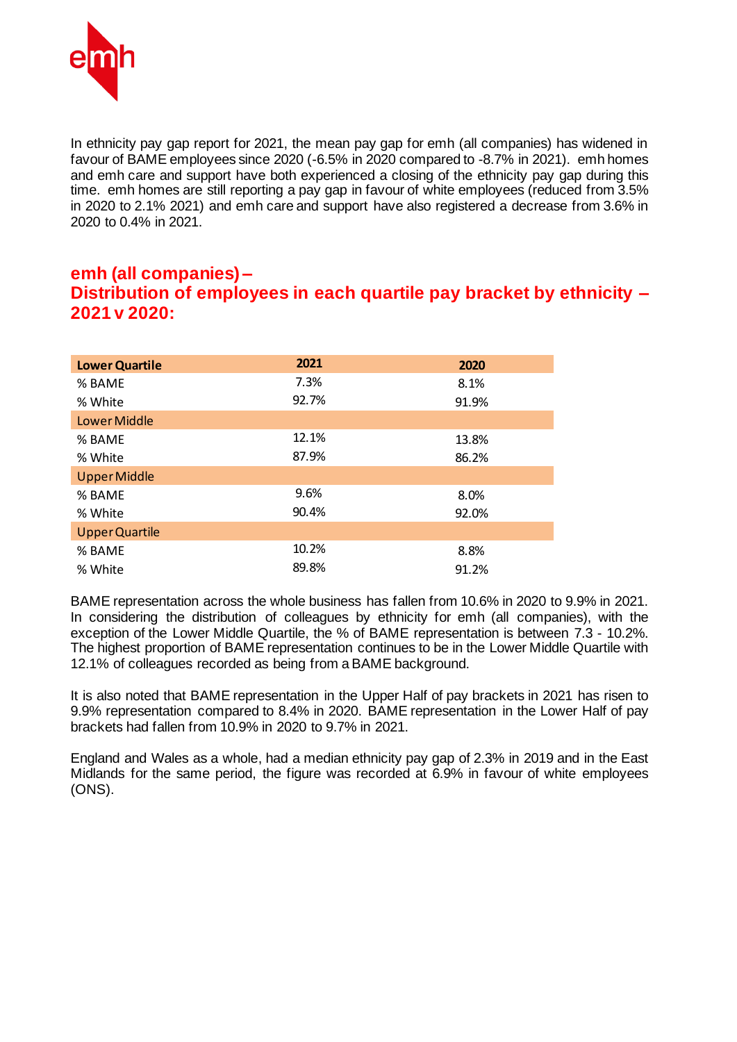In ethnicity pay gap report for 2021, the mean pay gap for emh (all companies) has widened in favour of BAME employees since 2020 (-6.5% in 2020 compared to -8.7% in 2021). emh homes and emh care and support have both experienced a closing of the ethnicity pay gap during this time. emh homes are still reporting a pay gap in favour of white employees (reduced from 3.5% in 2020 to 2.1% 2021) and emh care and support have also registered a decrease from 3.6% in 2020 to 0.4% in 2021.

## emh (all companies) – Distribution of employees in each quartile pay bracket by ethnicity – 2021 v 2020:

| Lower Quartile | 2021 | 2020 |
|---|---|---|
| % BAME | 7.3% | 8.1% |
| % White | 92.7% | 91.9% |
| Lower Middle | | |
| % BAME | 12.1% | 13.8% |
| % White | 87.9% | 86.2% |
| Upper Middle | | |
| % BAME | 9.6% | 8.0% |
| % White | 90.4% | 92.0% |
| Upper Quartile | | |
| % BAME | 10.2% | 8.8% |
| % White | 89.8% | 91.2% |

BAME representation across the whole business has fallen from 10.6% in 2020 to 9.9% in 2021. In considering the distribution of colleagues by ethnicity for emh (all companies), with the exception of the Lower Middle Quartile, the % of BAME representation is between 7.3 - 10.2%. The highest proportion of BAME representation continues to be in the Lower Middle Quartile with 12.1% of colleagues recorded as being from a BAME background.

It is also noted that BAME representation in the Upper Half of pay brackets in 2021 has risen to 9.9% representation compared to 8.4% in 2020. BAME representation in the Lower Half of pay brackets had fallen from 10.9% in 2020 to 9.7% in 2021.

England and Wales as a whole, had a median ethnicity pay gap of 2.3% in 2019 and in the East Midlands for the same period, the figure was recorded at 6.9% in favour of white employees (ONS).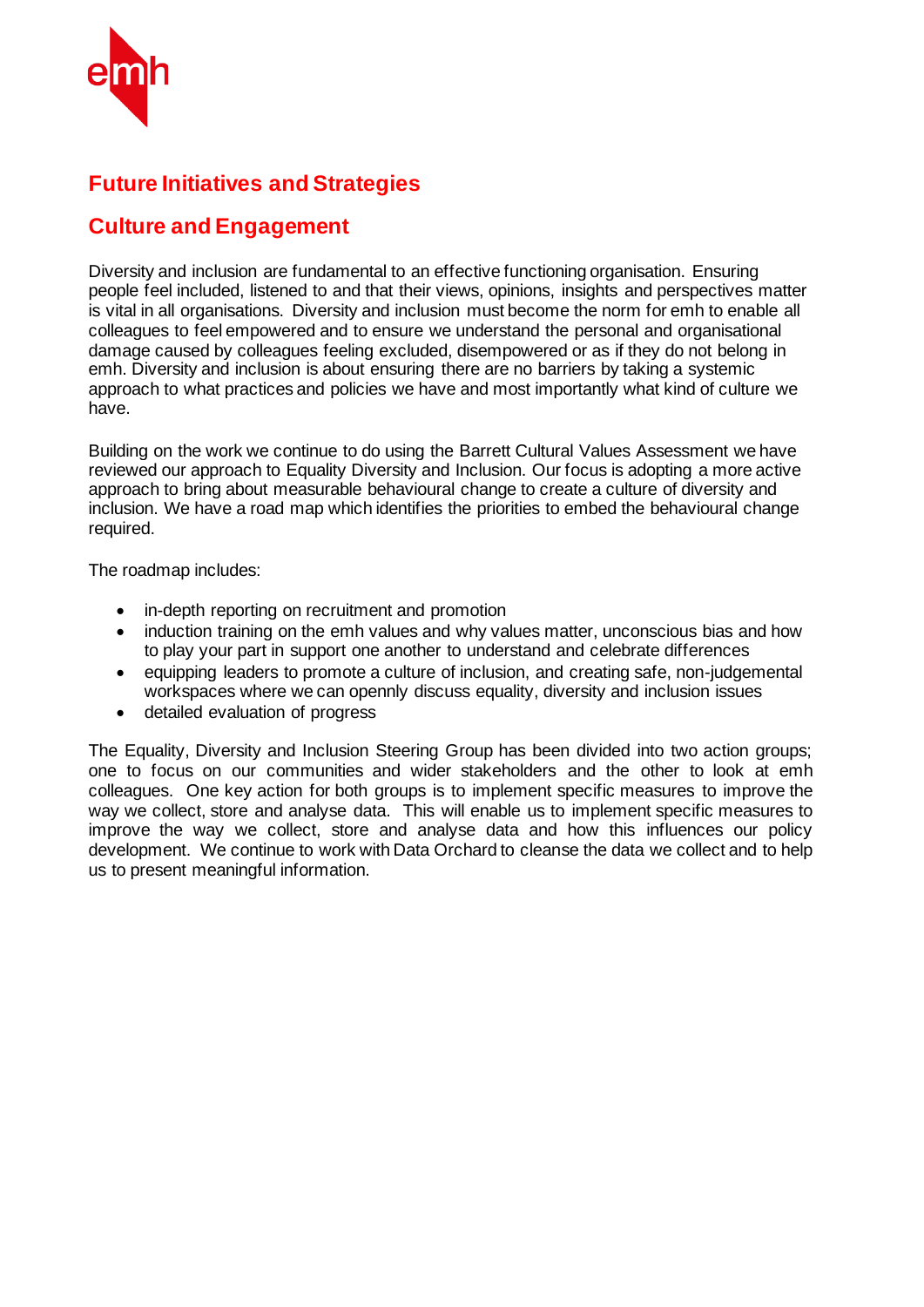## Future Initiatives and Strategies

## Culture and Engagement

Diversity and inclusion are fundamental to an effective functioning organisation. Ensuring people feel included, listened to and that their views, opinions, insights and perspectives matter is vital in all organisations. Diversity and inclusion must become the norm for emh to enable all colleagues to feel empowered and to ensure we understand the personal and organisational damage caused by colleagues feeling excluded, disempowered or as if they do not belong in emh. Diversity and inclusion is about ensuring there are no barriers by taking a systemic approach to what practices and policies we have and most importantly what kind of culture we have.

Building on the work we continue to do using the Barrett Cultural Values Assessment we have reviewed our approach to Equality Diversity and Inclusion. Our focus is adopting a more active approach to bring about measurable behavioural change to create a culture of diversity and inclusion. We have a road map which identifies the priorities to embed the behavioural change required.

The roadmap includes:

- in-depth reporting on recruitment and promotion
- induction training on the emh values and why values matter, unconscious bias and how to play your part in support one another to understand and celebrate differences
- equipping leaders to promote a culture of inclusion, and creating safe, non-judgemental workspaces where we can opennly discuss equality, diversity and inclusion issues
- detailed evaluation of progress

The Equality, Diversity and Inclusion Steering Group has been divided into two action groups; one to focus on our communities and wider stakeholders and the other to look at emh colleagues. One key action for both groups is to implement specific measures to improve the way we collect, store and analyse data. This will enable us to implement specific measures to improve the way we collect, store and analyse data and how this influences our policy development. We continue to work with Data Orchard to cleanse the data we collect and to help us to present meaningful information.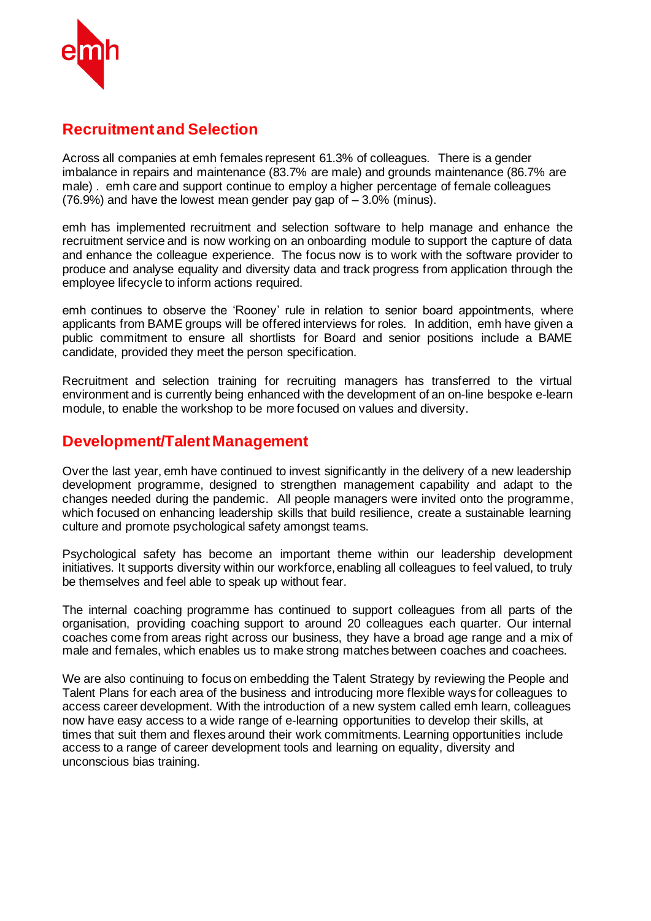## Recruitment and Selection

Across all companies at emh females represent 61.3% of colleagues. There is a gender imbalance in repairs and maintenance (83.7% are male) and grounds maintenance (86.7% are male) . emh care and support continue to employ a higher percentage of female colleagues (76.9%) and have the lowest mean gender pay gap of – 3.0% (minus).

emh has implemented recruitment and selection software to help manage and enhance the recruitment service and is now working on an onboarding module to support the capture of data and enhance the colleague experience. The focus now is to work with the software provider to produce and analyse equality and diversity data and track progress from application through the employee lifecycle to inform actions required.

emh continues to observe the 'Rooney' rule in relation to senior board appointments, where applicants from BAME groups will be offered interviews for roles. In addition, emh have given a public commitment to ensure all shortlists for Board and senior positions include a BAME candidate, provided they meet the person specification.

Recruitment and selection training for recruiting managers has transferred to the virtual environment and is currently being enhanced with the development of an on-line bespoke e-learn module, to enable the workshop to be more focused on values and diversity.

## Development/Talent Management

Over the last year, emh have continued to invest significantly in the delivery of a new leadership development programme, designed to strengthen management capability and adapt to the changes needed during the pandemic. All people managers were invited onto the programme, which focused on enhancing leadership skills that build resilience, create a sustainable learning culture and promote psychological safety amongst teams.

Psychological safety has become an important theme within our leadership development initiatives. It supports diversity within our workforce, enabling all colleagues to feel valued, to truly be themselves and feel able to speak up without fear.

The internal coaching programme has continued to support colleagues from all parts of the organisation, providing coaching support to around 20 colleagues each quarter. Our internal coaches come from areas right across our business, they have a broad age range and a mix of male and females, which enables us to make strong matches between coaches and coachees.

We are also continuing to focus on embedding the Talent Strategy by reviewing the People and Talent Plans for each area of the business and introducing more flexible ways for colleagues to access career development. With the introduction of a new system called emh learn, colleagues now have easy access to a wide range of e-learning opportunities to develop their skills, at times that suit them and flexes around their work commitments. Learning opportunities include access to a range of career development tools and learning on equality, diversity and unconscious bias training.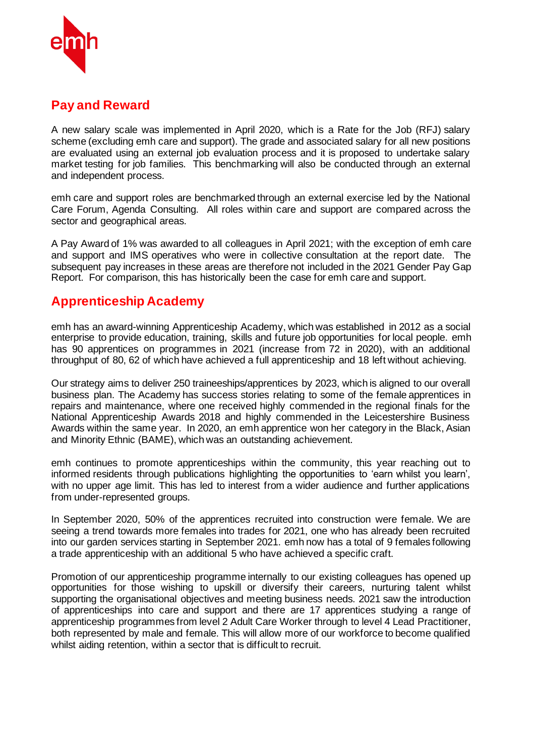## Pay and Reward

A new salary scale was implemented in April 2020, which is a Rate for the Job (RFJ) salary scheme (excluding emh care and support). The grade and associated salary for all new positions are evaluated using an external job evaluation process and it is proposed to undertake salary market testing for job families. This benchmarking will also be conducted through an external and independent process.

emh care and support roles are benchmarked through an external exercise led by the National Care Forum, Agenda Consulting. All roles within care and support are compared across the sector and geographical areas.

A Pay Award of 1% was awarded to all colleagues in April 2021; with the exception of emh care and support and IMS operatives who were in collective consultation at the report date. The subsequent pay increases in these areas are therefore not included in the 2021 Gender Pay Gap Report. For comparison, this has historically been the case for emh care and support.

## Apprenticeship Academy

emh has an award-winning Apprenticeship Academy, which was established in 2012 as a social enterprise to provide education, training, skills and future job opportunities for local people. emh has 90 apprentices on programmes in 2021 (increase from 72 in 2020), with an additional throughput of 80, 62 of which have achieved a full apprenticeship and 18 left without achieving.

Our strategy aims to deliver 250 traineeships/apprentices by 2023, which is aligned to our overall business plan. The Academy has success stories relating to some of the female apprentices in repairs and maintenance, where one received highly commended in the regional finals for the National Apprenticeship Awards 2018 and highly commended in the Leicestershire Business Awards within the same year. In 2020, an emh apprentice won her category in the Black, Asian and Minority Ethnic (BAME), which was an outstanding achievement.

emh continues to promote apprenticeships within the community, this year reaching out to informed residents through publications highlighting the opportunities to 'earn whilst you learn', with no upper age limit. This has led to interest from a wider audience and further applications from under-represented groups.

In September 2020, 50% of the apprentices recruited into construction were female. We are seeing a trend towards more females into trades for 2021, one who has already been recruited into our garden services starting in September 2021. emh now has a total of 9 females following a trade apprenticeship with an additional 5 who have achieved a specific craft.

Promotion of our apprenticeship programme internally to our existing colleagues has opened up opportunities for those wishing to upskill or diversify their careers, nurturing talent whilst supporting the organisational objectives and meeting business needs. 2021 saw the introduction of apprenticeships into care and support and there are 17 apprentices studying a range of apprenticeship programmes from level 2 Adult Care Worker through to level 4 Lead Practitioner, both represented by male and female. This will allow more of our workforce to become qualified whilst aiding retention, within a sector that is difficult to recruit.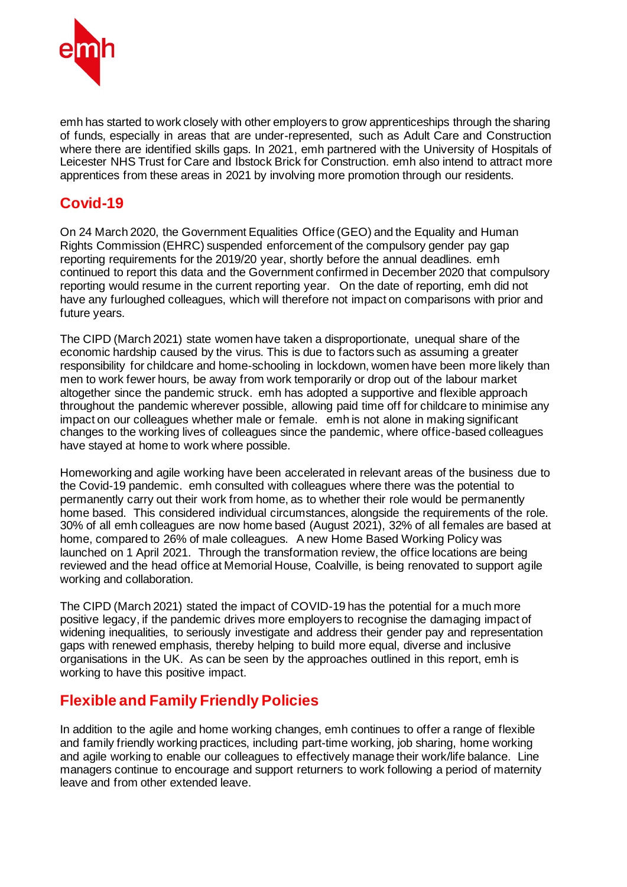emh has started to work closely with other employers to grow apprenticeships through the sharing of funds, especially in areas that are under-represented, such as Adult Care and Construction where there are identified skills gaps. In 2021, emh partnered with the University of Hospitals of Leicester NHS Trust for Care and Ibstock Brick for Construction. emh also intend to attract more apprentices from these areas in 2021 by involving more promotion through our residents.

## Covid-19

On 24 March 2020, the Government Equalities Office (GEO) and the Equality and Human Rights Commission (EHRC) suspended enforcement of the compulsory gender pay gap reporting requirements for the 2019/20 year, shortly before the annual deadlines. emh continued to report this data and the Government confirmed in December 2020 that compulsory reporting would resume in the current reporting year. On the date of reporting, emh did not have any furloughed colleagues, which will therefore not impact on comparisons with prior and future years.

The CIPD (March 2021) state women have taken a disproportionate, unequal share of the economic hardship caused by the virus. This is due to factors such as assuming a greater responsibility for childcare and home-schooling in lockdown, women have been more likely than men to work fewer hours, be away from work temporarily or drop out of the labour market altogether since the pandemic struck. emh has adopted a supportive and flexible approach throughout the pandemic wherever possible, allowing paid time off for childcare to minimise any impact on our colleagues whether male or female. emh is not alone in making significant changes to the working lives of colleagues since the pandemic, where office-based colleagues have stayed at home to work where possible.

Homeworking and agile working have been accelerated in relevant areas of the business due to the Covid-19 pandemic. emh consulted with colleagues where there was the potential to permanently carry out their work from home, as to whether their role would be permanently home based. This considered individual circumstances, alongside the requirements of the role. 30% of all emh colleagues are now home based (August 2021), 32% of all females are based at home, compared to 26% of male colleagues. A new Home Based Working Policy was launched on 1 April 2021. Through the transformation review, the office locations are being reviewed and the head office at Memorial House, Coalville, is being renovated to support agile working and collaboration.

The CIPD (March 2021) stated the impact of COVID-19 has the potential for a much more positive legacy, if the pandemic drives more employers to recognise the damaging impact of widening inequalities, to seriously investigate and address their gender pay and representation gaps with renewed emphasis, thereby helping to build more equal, diverse and inclusive organisations in the UK. As can be seen by the approaches outlined in this report, emh is working to have this positive impact.

## Flexible and Family Friendly Policies

In addition to the agile and home working changes, emh continues to offer a range of flexible and family friendly working practices, including part-time working, job sharing, home working and agile working to enable our colleagues to effectively manage their work/life balance. Line managers continue to encourage and support returners to work following a period of maternity leave and from other extended leave.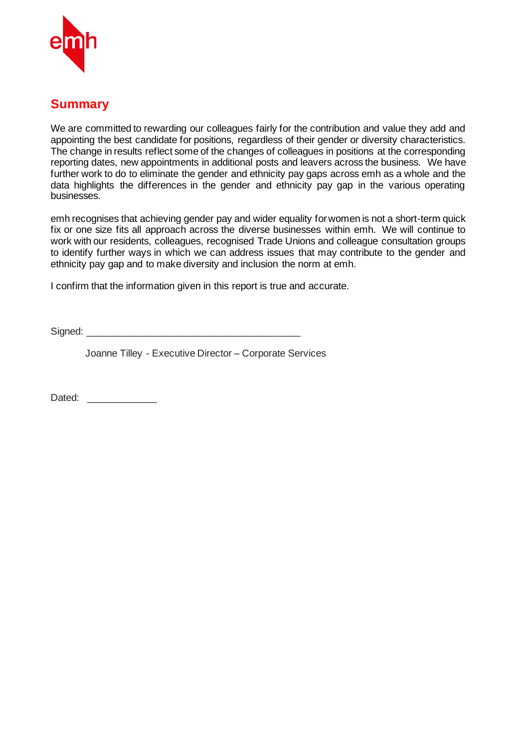## Summary

We are committed to rewarding our colleagues fairly for the contribution and value they add and appointing the best candidate for positions, regardless of their gender or diversity characteristics. The change in results reflect some of the changes of colleagues in positions at the corresponding reporting dates, new appointments in additional posts and leavers across the business. We have further work to do to eliminate the gender and ethnicity pay gaps across emh as a whole and the data highlights the differences in the gender and ethnicity pay gap in the various operating businesses.

emh recognises that achieving gender pay and wider equality for women is not a short-term quick fix or one size fits all approach across the diverse businesses within emh. We will continue to work with our residents, colleagues, recognised Trade Unions and colleague consultation groups to identify further ways in which we can address issues that may contribute to the gender and ethnicity pay gap and to make diversity and inclusion the norm at emh.

I confirm that the information given in this report is true and accurate.

Signed: _______________________________________

Joanne Tilley - Executive Director – Corporate Services

Dated: ____________